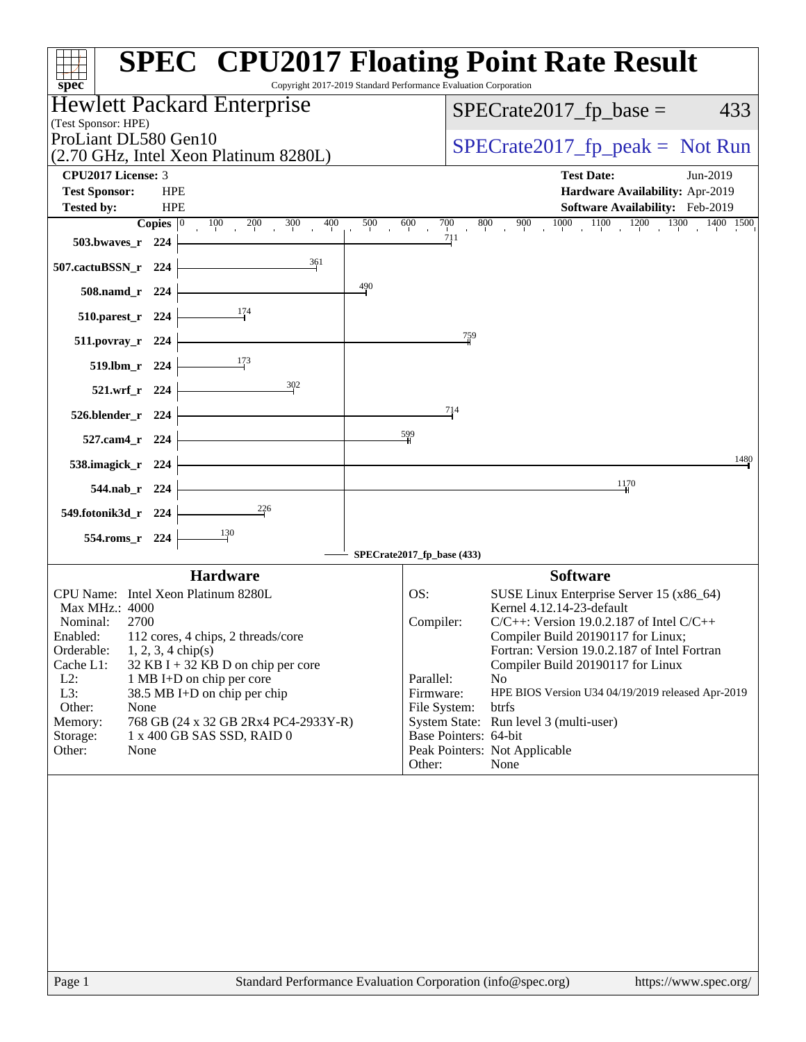# SPEC CPU2017 Floating Point Rate Result

Copyright 2017-2019 Standard Performance Evaluation Corporation

**Hewlett Packard Enterprise**
(Test Sponsor: HPE)
ProLiant DL580 Gen10
(2.70 GHz, Intel Xeon Platinum 8280L)

SPECrate2017_fp_base = 433

SPECrate2017_fp_peak = Not Run

| | | | |
|---|---|---|---|
| **CPU2017 License:** | 3 | **Test Date:** | Jun-2019 |
| **Test Sponsor:** | HPE | **Hardware Availability:** | Apr-2019 |
| **Tested by:** | HPE | **Software Availability:** | Feb-2019 |

| Benchmark | Copies | SPECrate2017_fp_base |
|---|---|---|
| 503.bwaves_r | 224 | 711 |
| 507.cactuBSSN_r | 224 | 361 |
| 508.namd_r | 224 | 490 |
| 510.parest_r | 224 | 174 |
| 511.povray_r | 224 | 759 |
| 519.lbm_r | 224 | 173 |
| 521.wrf_r | 224 | 302 |
| 526.blender_r | 224 | 714 |
| 527.cam4_r | 224 | 599 |
| 538.imagick_r | 224 | 1480 |
| 544.nab_r | 224 | 1170 |
| 549.fotonik3d_r | 224 | 226 |
| 554.roms_r | 224 | 130 |

SPECrate2017_fp_base (433)

## Hardware

| | |
|---|---|
| CPU Name: | Intel Xeon Platinum 8280L |
| Max MHz.: | 4000 |
| Nominal: | 2700 |
| Enabled: | 112 cores, 4 chips, 2 threads/core |
| Orderable: | 1, 2, 3, 4 chip(s) |
| Cache L1: | 32 KB I + 32 KB D on chip per core |
| L2: | 1 MB I+D on chip per core |
| L3: | 38.5 MB I+D on chip per chip |
| Other: | None |
| Memory: | 768 GB (24 x 32 GB 2Rx4 PC4-2933Y-R) |
| Storage: | 1 x 400 GB SAS SSD, RAID 0 |
| Other: | None |

## Software

| | |
|---|---|
| OS: | SUSE Linux Enterprise Server 15 (x86_64) Kernel 4.12.14-23-default |
| Compiler: | C/C++: Version 19.0.2.187 of Intel C/C++ Compiler Build 20190117 for Linux; Fortran: Version 19.0.2.187 of Intel Fortran Compiler Build 20190117 for Linux |
| Parallel: | No |
| Firmware: | HPE BIOS Version U34 04/19/2019 released Apr-2019 |
| File System: | btrfs |
| System State: | Run level 3 (multi-user) |
| Base Pointers: | 64-bit |
| Peak Pointers: | Not Applicable |
| Other: | None |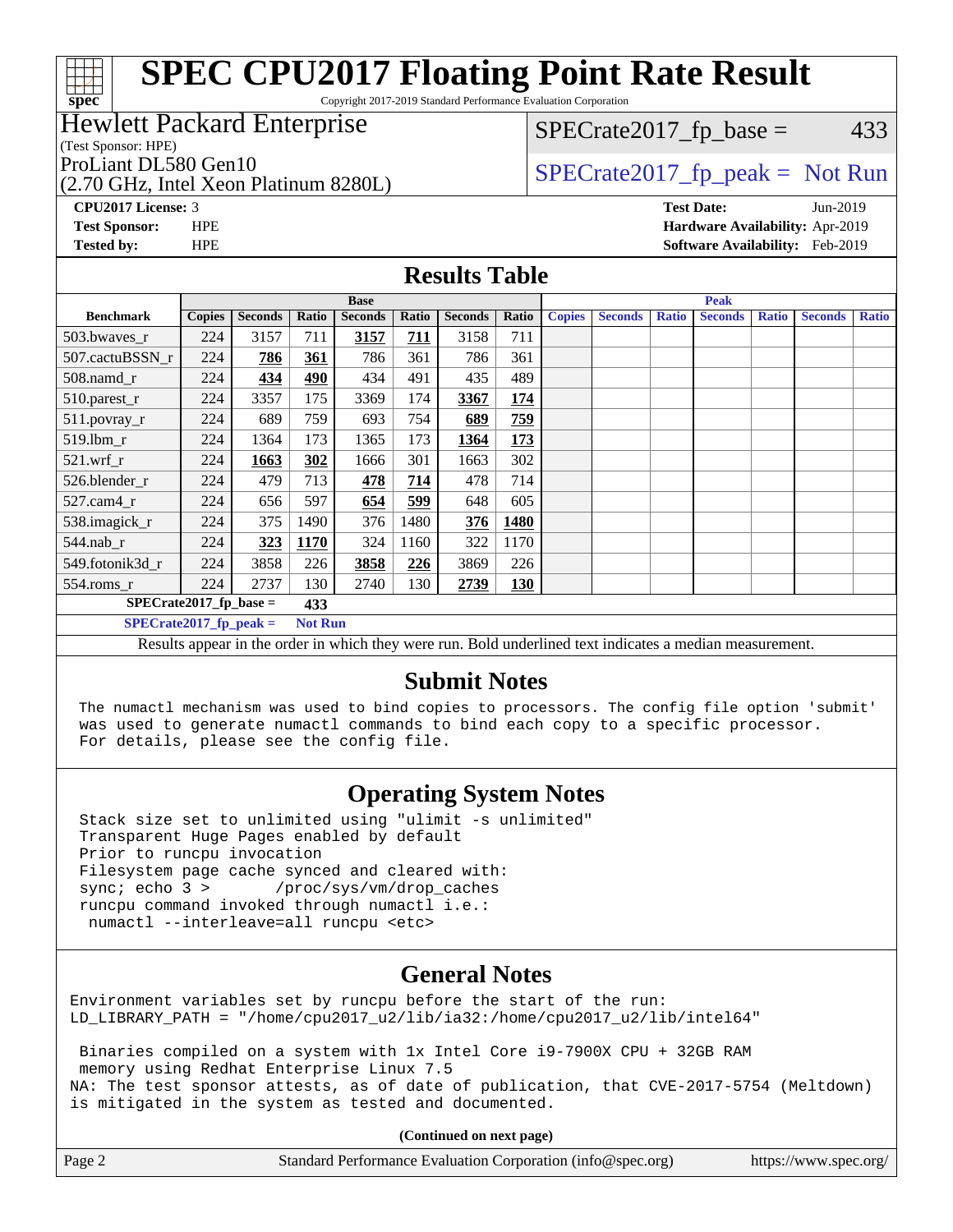# SPEC CPU2017 Floating Point Rate Result

Copyright 2017-2019 Standard Performance Evaluation Corporation

**Hewlett Packard Enterprise**
(Test Sponsor: HPE)
ProLiant DL580 Gen10
(2.70 GHz, Intel Xeon Platinum 8280L)

SPECrate2017_fp_base = 433

SPECrate2017_fp_peak = Not Run

**CPU2017 License:** 3
**Test Sponsor:** HPE
**Tested by:** HPE

**Test Date:** Jun-2019
**Hardware Availability:** Apr-2019
**Software Availability:** Feb-2019

## Results Table

| Benchmark | Base | | | | | | | Peak | | | | | | |
|---|---|---|---|---|---|---|---|---|---|---|---|---|---|---|
| | Copies | Seconds | Ratio | Seconds | Ratio | Seconds | Ratio | Copies | Seconds | Ratio | Seconds | Ratio | Seconds | Ratio |
| 503.bwaves_r | 224 | 3157 | 711 | **3157** | **711** | 3158 | 711 | | | | | | | |
| 507.cactuBSSN_r | 224 | **786** | **361** | 786 | 361 | 786 | 361 | | | | | | | |
| 508.namd_r | 224 | **434** | **490** | 434 | 491 | 435 | 489 | | | | | | | |
| 510.parest_r | 224 | 3357 | 175 | 3369 | 174 | **3367** | **174** | | | | | | | |
| 511.povray_r | 224 | 689 | 759 | 693 | 754 | **689** | **759** | | | | | | | |
| 519.lbm_r | 224 | 1364 | 173 | 1365 | 173 | **1364** | **173** | | | | | | | |
| 521.wrf_r | 224 | **1663** | **302** | 1666 | 301 | 1663 | 302 | | | | | | | |
| 526.blender_r | 224 | 479 | 713 | **478** | **714** | 478 | 714 | | | | | | | |
| 527.cam4_r | 224 | 656 | 597 | **654** | **599** | 648 | 605 | | | | | | | |
| 538.imagick_r | 224 | 375 | 1490 | 376 | 1480 | **376** | **1480** | | | | | | | |
| 544.nab_r | 224 | **323** | **1170** | 324 | 1160 | 322 | 1170 | | | | | | | |
| 549.fotonik3d_r | 224 | 3858 | 226 | **3858** | **226** | 3869 | 226 | | | | | | | |
| 554.roms_r | 224 | 2737 | 130 | 2740 | 130 | **2739** | **130** | | | | | | | |

**SPECrate2017_fp_base = 433**

**SPECrate2017_fp_peak = Not Run**

Results appear in the order in which they were run. Bold underlined text indicates a median measurement.

## Submit Notes

```
The numactl mechanism was used to bind copies to processors. The config file option 'submit'
was used to generate numactl commands to bind each copy to a specific processor.
For details, please see the config file.
```

## Operating System Notes

```
Stack size set to unlimited using "ulimit -s unlimited"
Transparent Huge Pages enabled by default
Prior to runcpu invocation
Filesystem page cache synced and cleared with:
sync; echo 3 >       /proc/sys/vm/drop_caches
runcpu command invoked through numactl i.e.:
 numactl --interleave=all runcpu <etc>
```

## General Notes

```
Environment variables set by runcpu before the start of the run:
LD_LIBRARY_PATH = "/home/cpu2017_u2/lib/ia32:/home/cpu2017_u2/lib/intel64"

 Binaries compiled on a system with 1x Intel Core i9-7900X CPU + 32GB RAM
 memory using Redhat Enterprise Linux 7.5
NA: The test sponsor attests, as of date of publication, that CVE-2017-5754 (Meltdown)
is mitigated in the system as tested and documented.
```

**(Continued on next page)**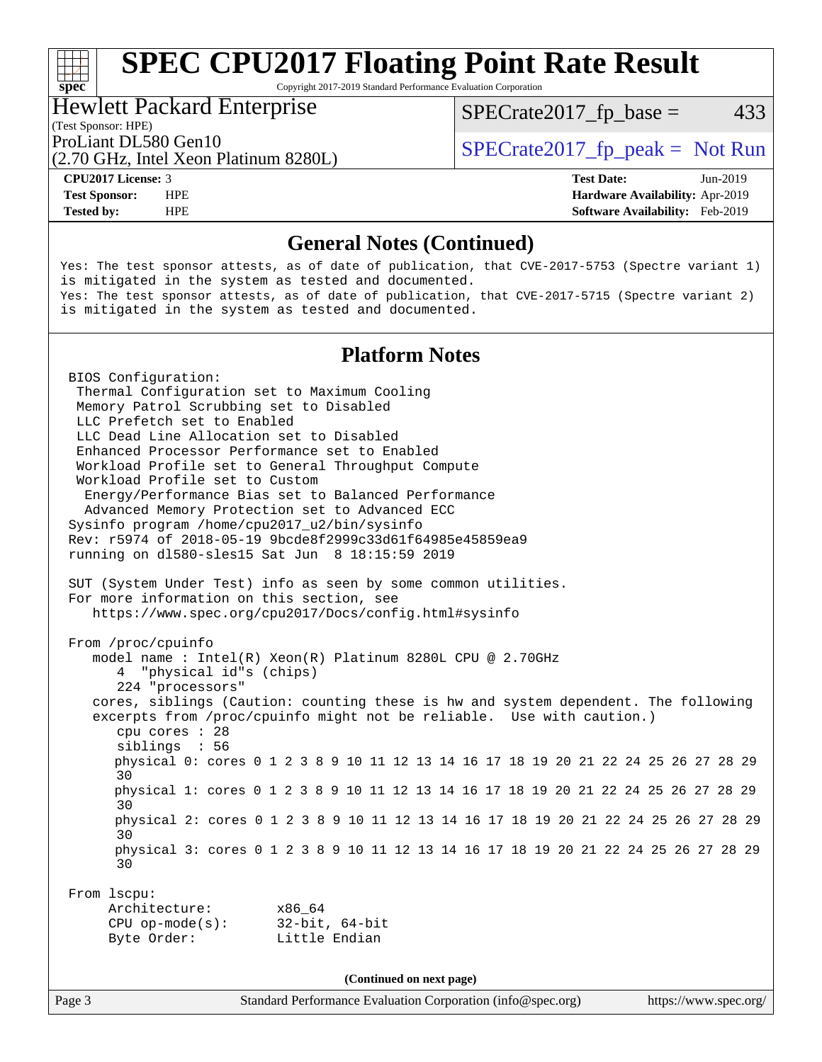# SPEC CPU2017 Floating Point Rate Result

Copyright 2017-2019 Standard Performance Evaluation Corporation

**Hewlett Packard Enterprise**
(Test Sponsor: HPE)
ProLiant DL580 Gen10
(2.70 GHz, Intel Xeon Platinum 8280L)

SPECrate2017_fp_base = 433

SPECrate2017_fp_peak = Not Run

| | | | |
|---|---|---|---|
| **CPU2017 License:** | 3 | **Test Date:** | Jun-2019 |
| **Test Sponsor:** | HPE | **Hardware Availability:** | Apr-2019 |
| **Tested by:** | HPE | **Software Availability:** | Feb-2019 |

## General Notes (Continued)

```
Yes: The test sponsor attests, as of date of publication, that CVE-2017-5753 (Spectre variant 1)
is mitigated in the system as tested and documented.
Yes: The test sponsor attests, as of date of publication, that CVE-2017-5715 (Spectre variant 2)
is mitigated in the system as tested and documented.
```

## Platform Notes

```
BIOS Configuration:
 Thermal Configuration set to Maximum Cooling
 Memory Patrol Scrubbing set to Disabled
 LLC Prefetch set to Enabled
 LLC Dead Line Allocation set to Disabled
 Enhanced Processor Performance set to Enabled
 Workload Profile set to General Throughput Compute
 Workload Profile set to Custom
  Energy/Performance Bias set to Balanced Performance
  Advanced Memory Protection set to Advanced ECC
Sysinfo program /home/cpu2017_u2/bin/sysinfo
Rev: r5974 of 2018-05-19 9bcde8f2999c33d61f64985e45859ea9
running on dl580-sles15 Sat Jun  8 18:15:59 2019

SUT (System Under Test) info as seen by some common utilities.
For more information on this section, see
   https://www.spec.org/cpu2017/Docs/config.html#sysinfo

From /proc/cpuinfo
   model name : Intel(R) Xeon(R) Platinum 8280L CPU @ 2.70GHz
      4  "physical id"s (chips)
      224 "processors"
   cores, siblings (Caution: counting these is hw and system dependent. The following
   excerpts from /proc/cpuinfo might not be reliable.  Use with caution.)
      cpu cores : 28
      siblings  : 56
      physical 0: cores 0 1 2 3 8 9 10 11 12 13 14 16 17 18 19 20 21 22 24 25 26 27 28 29
      30
      physical 1: cores 0 1 2 3 8 9 10 11 12 13 14 16 17 18 19 20 21 22 24 25 26 27 28 29
      30
      physical 2: cores 0 1 2 3 8 9 10 11 12 13 14 16 17 18 19 20 21 22 24 25 26 27 28 29
      30
      physical 3: cores 0 1 2 3 8 9 10 11 12 13 14 16 17 18 19 20 21 22 24 25 26 27 28 29
      30

From lscpu:
     Architecture:        x86_64
     CPU op-mode(s):      32-bit, 64-bit
     Byte Order:          Little Endian
```

(Continued on next page)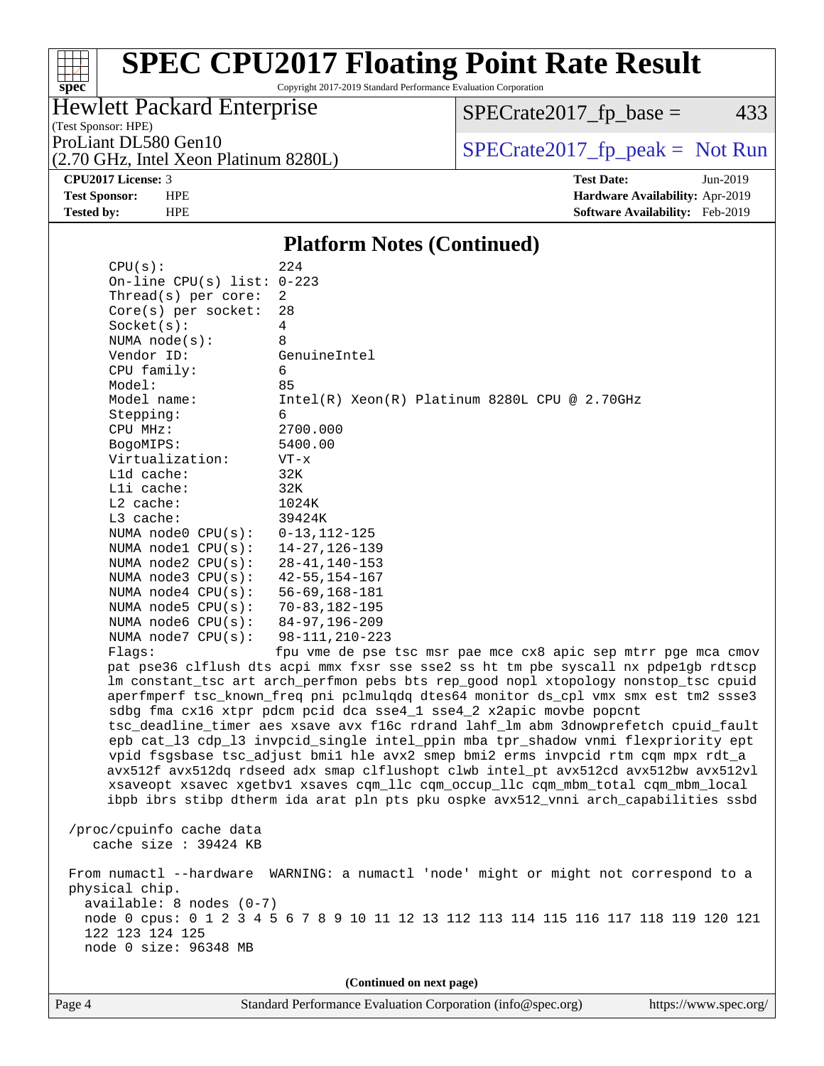# SPEC CPU2017 Floating Point Rate Result

Copyright 2017-2019 Standard Performance Evaluation Corporation

Hewlett Packard Enterprise
(Test Sponsor: HPE)
ProLiant DL580 Gen10
(2.70 GHz, Intel Xeon Platinum 8280L)

SPECrate2017_fp_base = 433

SPECrate2017_fp_peak = Not Run

**CPU2017 License:** 3
**Test Sponsor:** HPE
**Tested by:** HPE

**Test Date:** Jun-2019
**Hardware Availability:** Apr-2019
**Software Availability:** Feb-2019

## Platform Notes (Continued)

```
    CPU(s):                224
    On-line CPU(s) list:   0-223
    Thread(s) per core:    2
    Core(s) per socket:    28
    Socket(s):             4
    NUMA node(s):          8
    Vendor ID:             GenuineIntel
    CPU family:            6
    Model:                 85
    Model name:            Intel(R) Xeon(R) Platinum 8280L CPU @ 2.70GHz
    Stepping:              6
    CPU MHz:               2700.000
    BogoMIPS:              5400.00
    Virtualization:        VT-x
    L1d cache:             32K
    L1i cache:             32K
    L2 cache:              1024K
    L3 cache:              39424K
    NUMA node0 CPU(s):     0-13,112-125
    NUMA node1 CPU(s):     14-27,126-139
    NUMA node2 CPU(s):     28-41,140-153
    NUMA node3 CPU(s):     42-55,154-167
    NUMA node4 CPU(s):     56-69,168-181
    NUMA node5 CPU(s):     70-83,182-195
    NUMA node6 CPU(s):     84-97,196-209
    NUMA node7 CPU(s):     98-111,210-223
    Flags:                 fpu vme de pse tsc msr pae mce cx8 apic sep mtrr pge mca cmov
    pat pse36 clflush dts acpi mmx fxsr sse sse2 ss ht tm pbe syscall nx pdpe1gb rdtscp
    lm constant_tsc art arch_perfmon pebs bts rep_good nopl xtopology nonstop_tsc cpuid
    aperfmperf tsc_known_freq pni pclmulqdq dtes64 monitor ds_cpl vmx smx est tm2 ssse3
    sdbg fma cx16 xtpr pdcm pcid dca sse4_1 sse4_2 x2apic movbe popcnt
    tsc_deadline_timer aes xsave avx f16c rdrand lahf_lm abm 3dnowprefetch cpuid_fault
    epb cat_l3 cdp_l3 invpcid_single intel_ppin mba tpr_shadow vnmi flexpriority ept
    vpid fsgsbase tsc_adjust bmi1 hle avx2 smep bmi2 erms invpcid rtm cqm mpx rdt_a
    avx512f avx512dq rdseed adx smap clflushopt clwb intel_pt avx512cd avx512bw avx512vl
    xsaveopt xsavec xgetbv1 xsaves cqm_llc cqm_occup_llc cqm_mbm_total cqm_mbm_local
    ibpb ibrs stibp dtherm ida arat pln pts pku ospke avx512_vnni arch_capabilities ssbd

 /proc/cpuinfo cache data
    cache size : 39424 KB

 From numactl --hardware  WARNING: a numactl 'node' might or might not correspond to a
 physical chip.
   available: 8 nodes (0-7)
   node 0 cpus: 0 1 2 3 4 5 6 7 8 9 10 11 12 13 112 113 114 115 116 117 118 119 120 121
   122 123 124 125
   node 0 size: 96348 MB
```

(Continued on next page)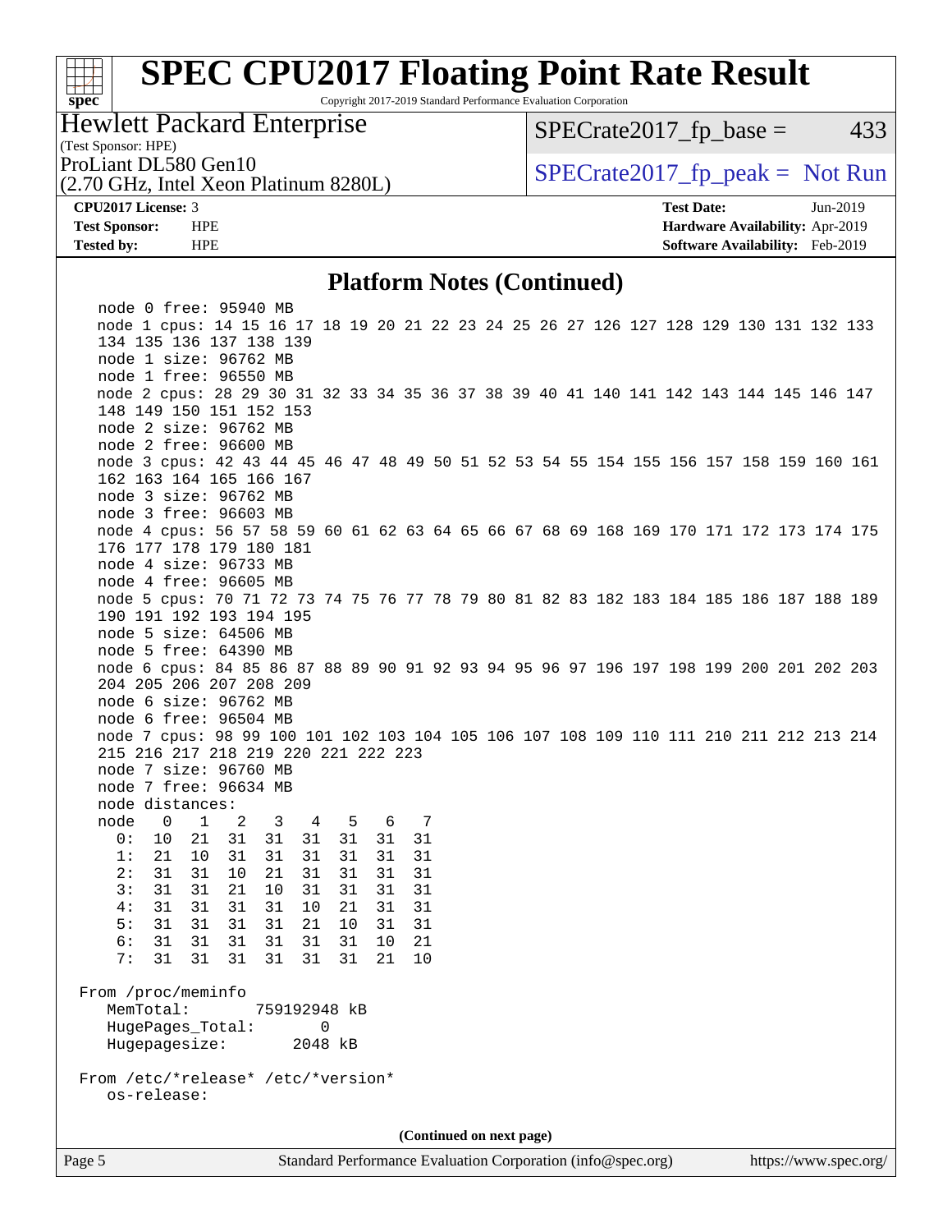# SPEC CPU2017 Floating Point Rate Result

Copyright 2017-2019 Standard Performance Evaluation Corporation

**Hewlett Packard Enterprise**
(Test Sponsor: HPE)

ProLiant DL580 Gen10
(2.70 GHz, Intel Xeon Platinum 8280L)

SPECrate2017_fp_base = 433

SPECrate2017_fp_peak = Not Run

**CPU2017 License:** 3
**Test Sponsor:** HPE
**Tested by:** HPE

**Test Date:** Jun-2019
**Hardware Availability:** Apr-2019
**Software Availability:** Feb-2019

## Platform Notes (Continued)

```
   node 0 free: 95940 MB
   node 1 cpus: 14 15 16 17 18 19 20 21 22 23 24 25 26 27 126 127 128 129 130 131 132 133
   134 135 136 137 138 139
   node 1 size: 96762 MB
   node 1 free: 96550 MB
   node 2 cpus: 28 29 30 31 32 33 34 35 36 37 38 39 40 41 140 141 142 143 144 145 146 147
   148 149 150 151 152 153
   node 2 size: 96762 MB
   node 2 free: 96600 MB
   node 3 cpus: 42 43 44 45 46 47 48 49 50 51 52 53 54 55 154 155 156 157 158 159 160 161
   162 163 164 165 166 167
   node 3 size: 96762 MB
   node 3 free: 96603 MB
   node 4 cpus: 56 57 58 59 60 61 62 63 64 65 66 67 68 69 168 169 170 171 172 173 174 175
   176 177 178 179 180 181
   node 4 size: 96733 MB
   node 4 free: 96605 MB
   node 5 cpus: 70 71 72 73 74 75 76 77 78 79 80 81 82 83 182 183 184 185 186 187 188 189
   190 191 192 193 194 195
   node 5 size: 64506 MB
   node 5 free: 64390 MB
   node 6 cpus: 84 85 86 87 88 89 90 91 92 93 94 95 96 97 196 197 198 199 200 201 202 203
   204 205 206 207 208 209
   node 6 size: 96762 MB
   node 6 free: 96504 MB
   node 7 cpus: 98 99 100 101 102 103 104 105 106 107 108 109 110 111 210 211 212 213 214
   215 216 217 218 219 220 221 222 223
   node 7 size: 96760 MB
   node 7 free: 96634 MB
   node distances:
   node   0   1   2   3   4   5   6   7
     0:  10  21  31  31  31  31  31  31
     1:  21  10  31  31  31  31  31  31
     2:  31  31  10  21  31  31  31  31
     3:  31  31  21  10  31  31  31  31
     4:  31  31  31  31  10  21  31  31
     5:  31  31  31  31  21  10  31  31
     6:  31  31  31  31  31  31  10  21
     7:  31  31  31  31  31  31  21  10

 From /proc/meminfo
    MemTotal:       759192948 kB
    HugePages_Total:       0
    Hugepagesize:       2048 kB

 From /etc/*release* /etc/*version*
    os-release:
```

(Continued on next page)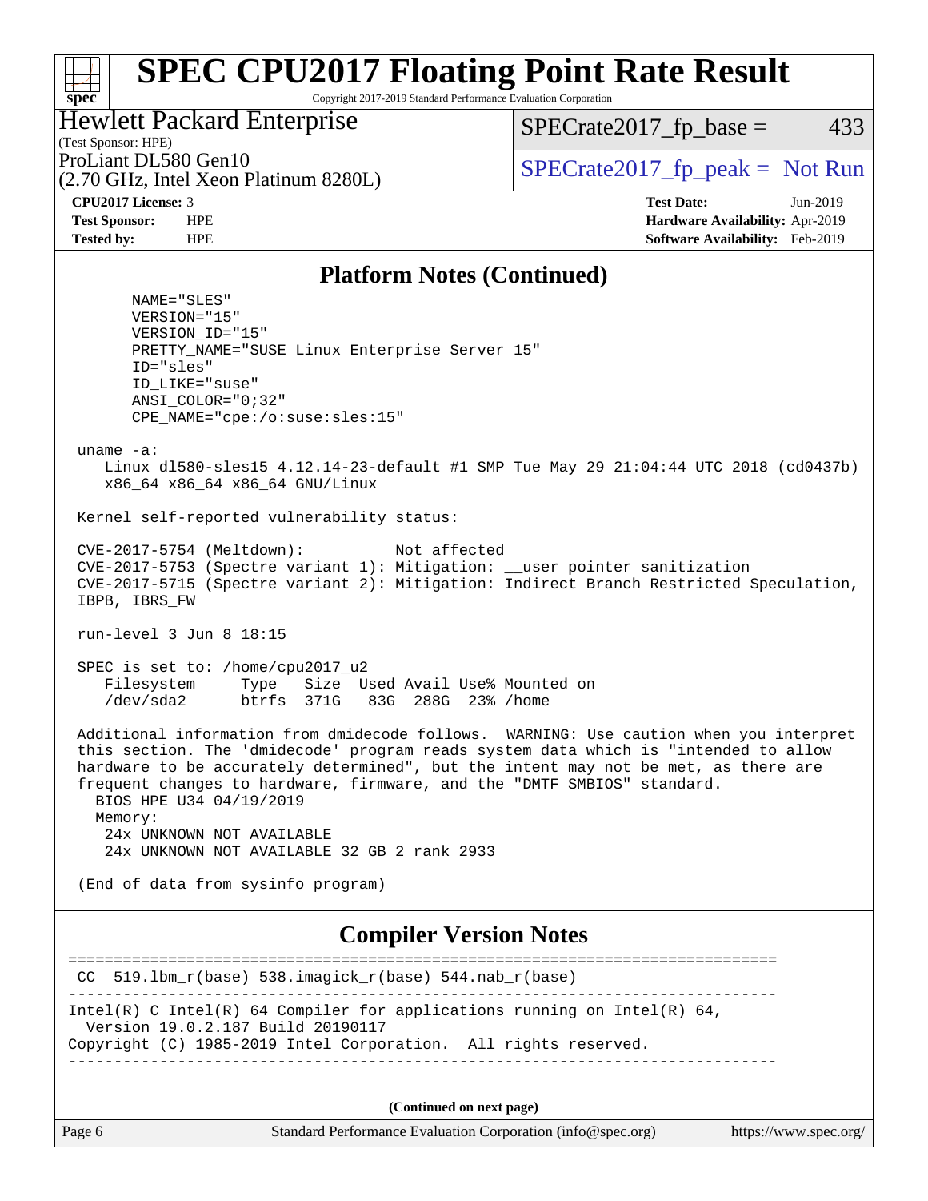## Platform Notes (Continued)

```
      NAME="SLES"
      VERSION="15"
      VERSION_ID="15"
      PRETTY_NAME="SUSE Linux Enterprise Server 15"
      ID="sles"
      ID_LIKE="suse"
      ANSI_COLOR="0;32"
      CPE_NAME="cpe:/o:suse:sles:15"

 uname -a:
    Linux dl580-sles15 4.12.14-23-default #1 SMP Tue May 29 21:04:44 UTC 2018 (cd0437b)
    x86_64 x86_64 x86_64 GNU/Linux

 Kernel self-reported vulnerability status:

 CVE-2017-5754 (Meltdown):          Not affected
 CVE-2017-5753 (Spectre variant 1): Mitigation: __user pointer sanitization
 CVE-2017-5715 (Spectre variant 2): Mitigation: Indirect Branch Restricted Speculation,
 IBPB, IBRS_FW

 run-level 3 Jun 8 18:15

 SPEC is set to: /home/cpu2017_u2
    Filesystem     Type   Size  Used Avail Use% Mounted on
    /dev/sda2      btrfs  371G   83G  288G  23% /home

 Additional information from dmidecode follows.  WARNING: Use caution when you interpret
 this section. The 'dmidecode' program reads system data which is "intended to allow
 hardware to be accurately determined", but the intent may not be met, as there are
 frequent changes to hardware, firmware, and the "DMTF SMBIOS" standard.
   BIOS HPE U34 04/19/2019
   Memory:
    24x UNKNOWN NOT AVAILABLE
    24x UNKNOWN NOT AVAILABLE 32 GB 2 rank 2933

 (End of data from sysinfo program)
```

## Compiler Version Notes

```
==============================================================================
 CC  519.lbm_r(base) 538.imagick_r(base) 544.nab_r(base)
------------------------------------------------------------------------------
Intel(R) C Intel(R) 64 Compiler for applications running on Intel(R) 64,
  Version 19.0.2.187 Build 20190117
Copyright (C) 1985-2019 Intel Corporation.  All rights reserved.
------------------------------------------------------------------------------
```

(Continued on next page)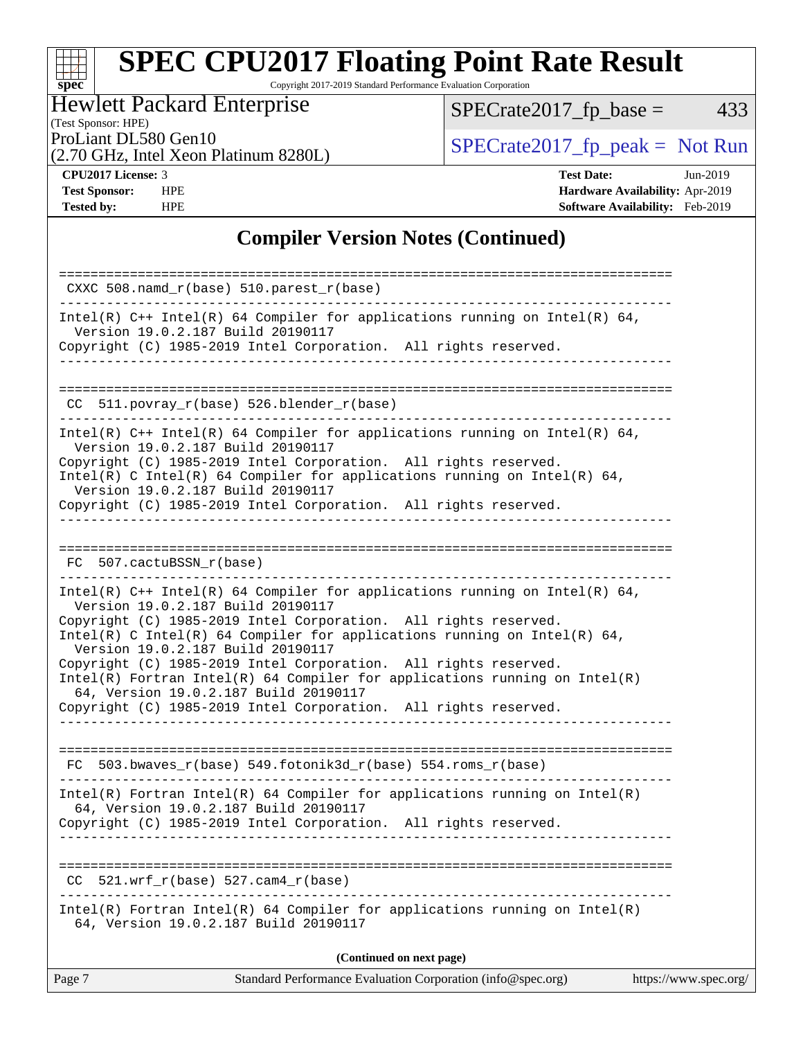# SPEC CPU2017 Floating Point Rate Result

Copyright 2017-2019 Standard Performance Evaluation Corporation

**Hewlett Packard Enterprise**
(Test Sponsor: HPE)
ProLiant DL580 Gen10
(2.70 GHz, Intel Xeon Platinum 8280L)

SPECrate2017_fp_base = 433

SPECrate2017_fp_peak = Not Run

| | | | |
|---|---|---|---|
| **CPU2017 License:** | 3 | **Test Date:** | Jun-2019 |
| **Test Sponsor:** | HPE | **Hardware Availability:** | Apr-2019 |
| **Tested by:** | HPE | **Software Availability:** | Feb-2019 |

## Compiler Version Notes (Continued)

```
==============================================================================
 CXXC 508.namd_r(base) 510.parest_r(base)
------------------------------------------------------------------------------
Intel(R) C++ Intel(R) 64 Compiler for applications running on Intel(R) 64,
  Version 19.0.2.187 Build 20190117
Copyright (C) 1985-2019 Intel Corporation.  All rights reserved.
------------------------------------------------------------------------------

==============================================================================
 CC  511.povray_r(base) 526.blender_r(base)
------------------------------------------------------------------------------
Intel(R) C++ Intel(R) 64 Compiler for applications running on Intel(R) 64,
  Version 19.0.2.187 Build 20190117
Copyright (C) 1985-2019 Intel Corporation.  All rights reserved.
Intel(R) C Intel(R) 64 Compiler for applications running on Intel(R) 64,
  Version 19.0.2.187 Build 20190117
Copyright (C) 1985-2019 Intel Corporation.  All rights reserved.
------------------------------------------------------------------------------

==============================================================================
 FC  507.cactuBSSN_r(base)
------------------------------------------------------------------------------
Intel(R) C++ Intel(R) 64 Compiler for applications running on Intel(R) 64,
  Version 19.0.2.187 Build 20190117
Copyright (C) 1985-2019 Intel Corporation.  All rights reserved.
Intel(R) C Intel(R) 64 Compiler for applications running on Intel(R) 64,
  Version 19.0.2.187 Build 20190117
Copyright (C) 1985-2019 Intel Corporation.  All rights reserved.
Intel(R) Fortran Intel(R) 64 Compiler for applications running on Intel(R)
  64, Version 19.0.2.187 Build 20190117
Copyright (C) 1985-2019 Intel Corporation.  All rights reserved.
------------------------------------------------------------------------------

==============================================================================
 FC  503.bwaves_r(base) 549.fotonik3d_r(base) 554.roms_r(base)
------------------------------------------------------------------------------
Intel(R) Fortran Intel(R) 64 Compiler for applications running on Intel(R)
  64, Version 19.0.2.187 Build 20190117
Copyright (C) 1985-2019 Intel Corporation.  All rights reserved.
------------------------------------------------------------------------------

==============================================================================
 CC  521.wrf_r(base) 527.cam4_r(base)
------------------------------------------------------------------------------
Intel(R) Fortran Intel(R) 64 Compiler for applications running on Intel(R)
  64, Version 19.0.2.187 Build 20190117
```

**(Continued on next page)**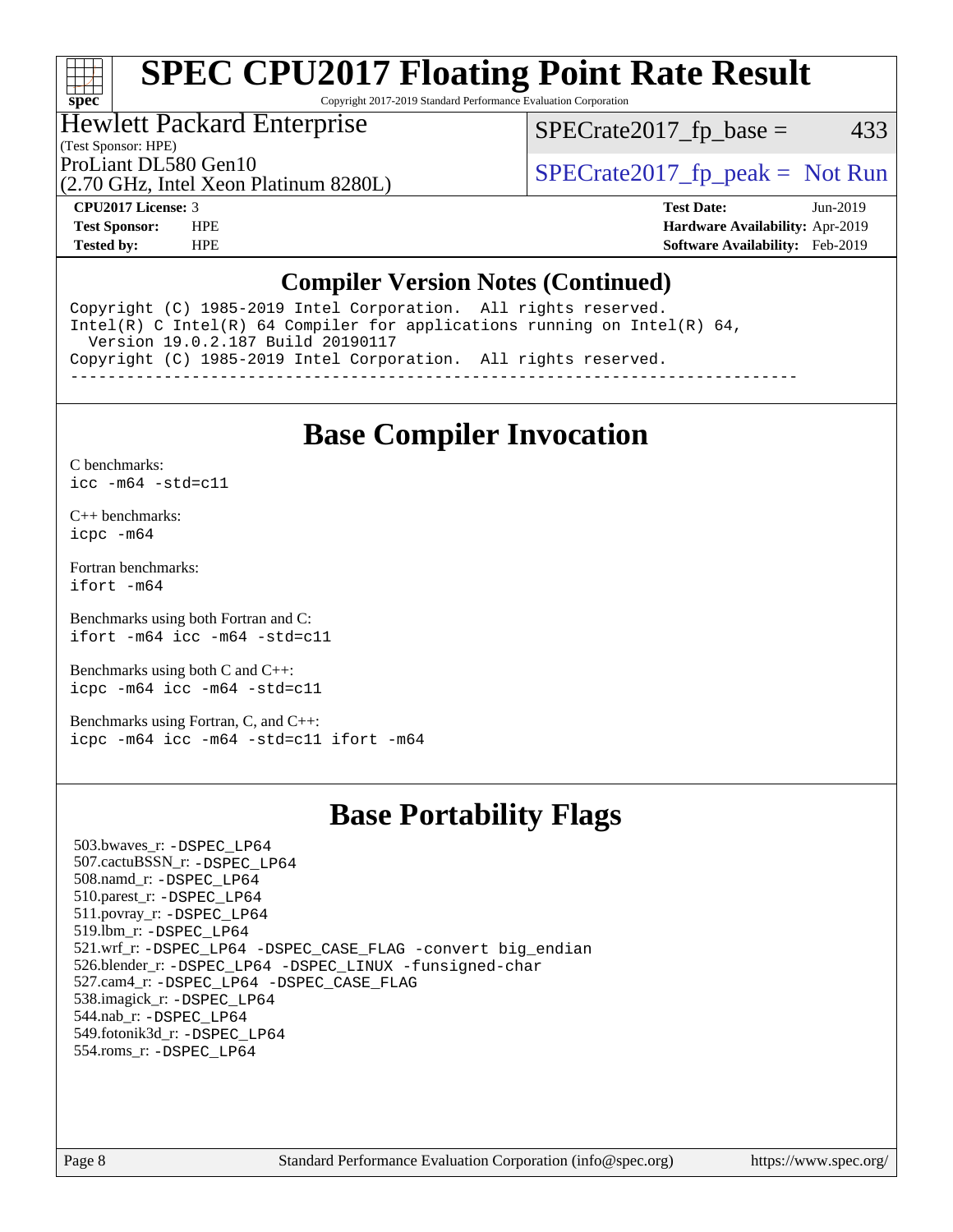# SPEC CPU2017 Floating Point Rate Result

Copyright 2017-2019 Standard Performance Evaluation Corporation

**Hewlett Packard Enterprise**
(Test Sponsor: HPE)
ProLiant DL580 Gen10
(2.70 GHz, Intel Xeon Platinum 8280L)

SPECrate2017_fp_base = 433
SPECrate2017_fp_peak = Not Run

| | | | |
|---|---|---|---|
| **CPU2017 License:** | 3 | **Test Date:** | Jun-2019 |
| **Test Sponsor:** | HPE | **Hardware Availability:** | Apr-2019 |
| **Tested by:** | HPE | **Software Availability:** | Feb-2019 |

## Compiler Version Notes (Continued)

```
Copyright (C) 1985-2019 Intel Corporation.  All rights reserved.
Intel(R) C Intel(R) 64 Compiler for applications running on Intel(R) 64,
  Version 19.0.2.187 Build 20190117
Copyright (C) 1985-2019 Intel Corporation.  All rights reserved.
------------------------------------------------------------------------------
```

## Base Compiler Invocation

C benchmarks:
`icc -m64 -std=c11`

C++ benchmarks:
`icpc -m64`

Fortran benchmarks:
`ifort -m64`

Benchmarks using both Fortran and C:
`ifort -m64 icc -m64 -std=c11`

Benchmarks using both C and C++:
`icpc -m64 icc -m64 -std=c11`

Benchmarks using Fortran, C, and C++:
`icpc -m64 icc -m64 -std=c11 ifort -m64`

## Base Portability Flags

503.bwaves_r: `-DSPEC_LP64`
507.cactuBSSN_r: `-DSPEC_LP64`
508.namd_r: `-DSPEC_LP64`
510.parest_r: `-DSPEC_LP64`
511.povray_r: `-DSPEC_LP64`
519.lbm_r: `-DSPEC_LP64`
521.wrf_r: `-DSPEC_LP64 -DSPEC_CASE_FLAG -convert big_endian`
526.blender_r: `-DSPEC_LP64 -DSPEC_LINUX -funsigned-char`
527.cam4_r: `-DSPEC_LP64 -DSPEC_CASE_FLAG`
538.imagick_r: `-DSPEC_LP64`
544.nab_r: `-DSPEC_LP64`
549.fotonik3d_r: `-DSPEC_LP64`
554.roms_r: `-DSPEC_LP64`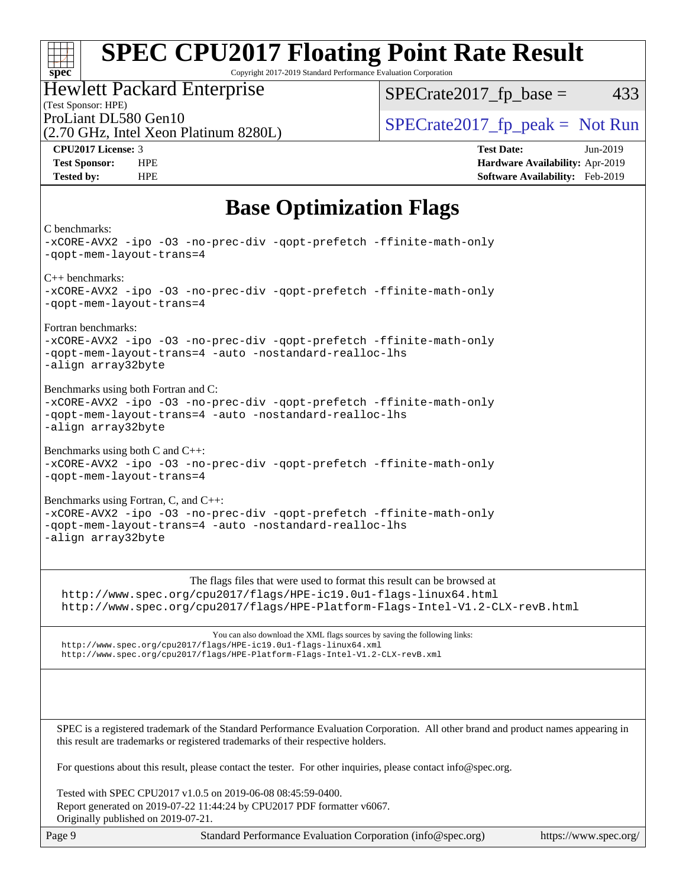# SPEC CPU2017 Floating Point Rate Result

Copyright 2017-2019 Standard Performance Evaluation Corporation

Hewlett Packard Enterprise
(Test Sponsor: HPE)
ProLiant DL580 Gen10
(2.70 GHz, Intel Xeon Platinum 8280L)

SPECrate2017_fp_base = 433

SPECrate2017_fp_peak = Not Run

**CPU2017 License:** 3
**Test Sponsor:** HPE
**Tested by:** HPE

**Test Date:** Jun-2019
**Hardware Availability:** Apr-2019
**Software Availability:** Feb-2019

## Base Optimization Flags

C benchmarks:
```
-xCORE-AVX2 -ipo -O3 -no-prec-div -qopt-prefetch -ffinite-math-only
-qopt-mem-layout-trans=4
```

C++ benchmarks:
```
-xCORE-AVX2 -ipo -O3 -no-prec-div -qopt-prefetch -ffinite-math-only
-qopt-mem-layout-trans=4
```

Fortran benchmarks:
```
-xCORE-AVX2 -ipo -O3 -no-prec-div -qopt-prefetch -ffinite-math-only
-qopt-mem-layout-trans=4 -auto -nostandard-realloc-lhs
-align array32byte
```

Benchmarks using both Fortran and C:
```
-xCORE-AVX2 -ipo -O3 -no-prec-div -qopt-prefetch -ffinite-math-only
-qopt-mem-layout-trans=4 -auto -nostandard-realloc-lhs
-align array32byte
```

Benchmarks using both C and C++:
```
-xCORE-AVX2 -ipo -O3 -no-prec-div -qopt-prefetch -ffinite-math-only
-qopt-mem-layout-trans=4
```

Benchmarks using Fortran, C, and C++:
```
-xCORE-AVX2 -ipo -O3 -no-prec-div -qopt-prefetch -ffinite-math-only
-qopt-mem-layout-trans=4 -auto -nostandard-realloc-lhs
-align array32byte
```

The flags files that were used to format this result can be browsed at
http://www.spec.org/cpu2017/flags/HPE-ic19.0u1-flags-linux64.html
http://www.spec.org/cpu2017/flags/HPE-Platform-Flags-Intel-V1.2-CLX-revB.html

You can also download the XML flags sources by saving the following links:
http://www.spec.org/cpu2017/flags/HPE-ic19.0u1-flags-linux64.xml
http://www.spec.org/cpu2017/flags/HPE-Platform-Flags-Intel-V1.2-CLX-revB.xml

SPEC is a registered trademark of the Standard Performance Evaluation Corporation. All other brand and product names appearing in this result are trademarks or registered trademarks of their respective holders.

For questions about this result, please contact the tester. For other inquiries, please contact info@spec.org.

Tested with SPEC CPU2017 v1.0.5 on 2019-06-08 08:45:59-0400.
Report generated on 2019-07-22 11:44:24 by CPU2017 PDF formatter v6067.
Originally published on 2019-07-21.